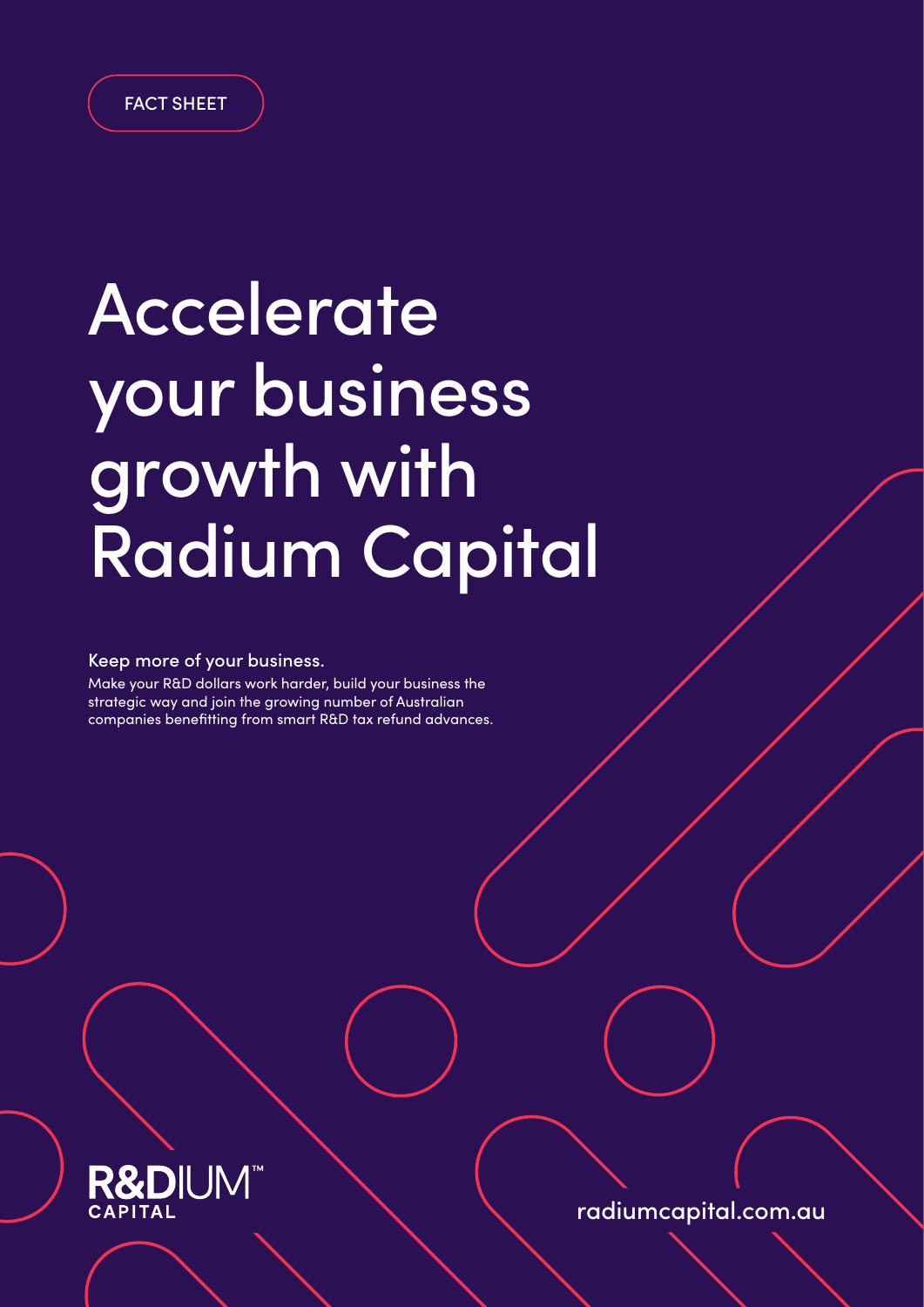FACT SHEET

# Accelerate your business growth with Radium Capital

**Keep more of your business.**

Make your R&D dollars work harder, build your business the strategic way and join the growing number of Australian companies benefitting from smart R&D tax refund advances.

R&DIUM™ CAPITAL

radiumcapital.com.au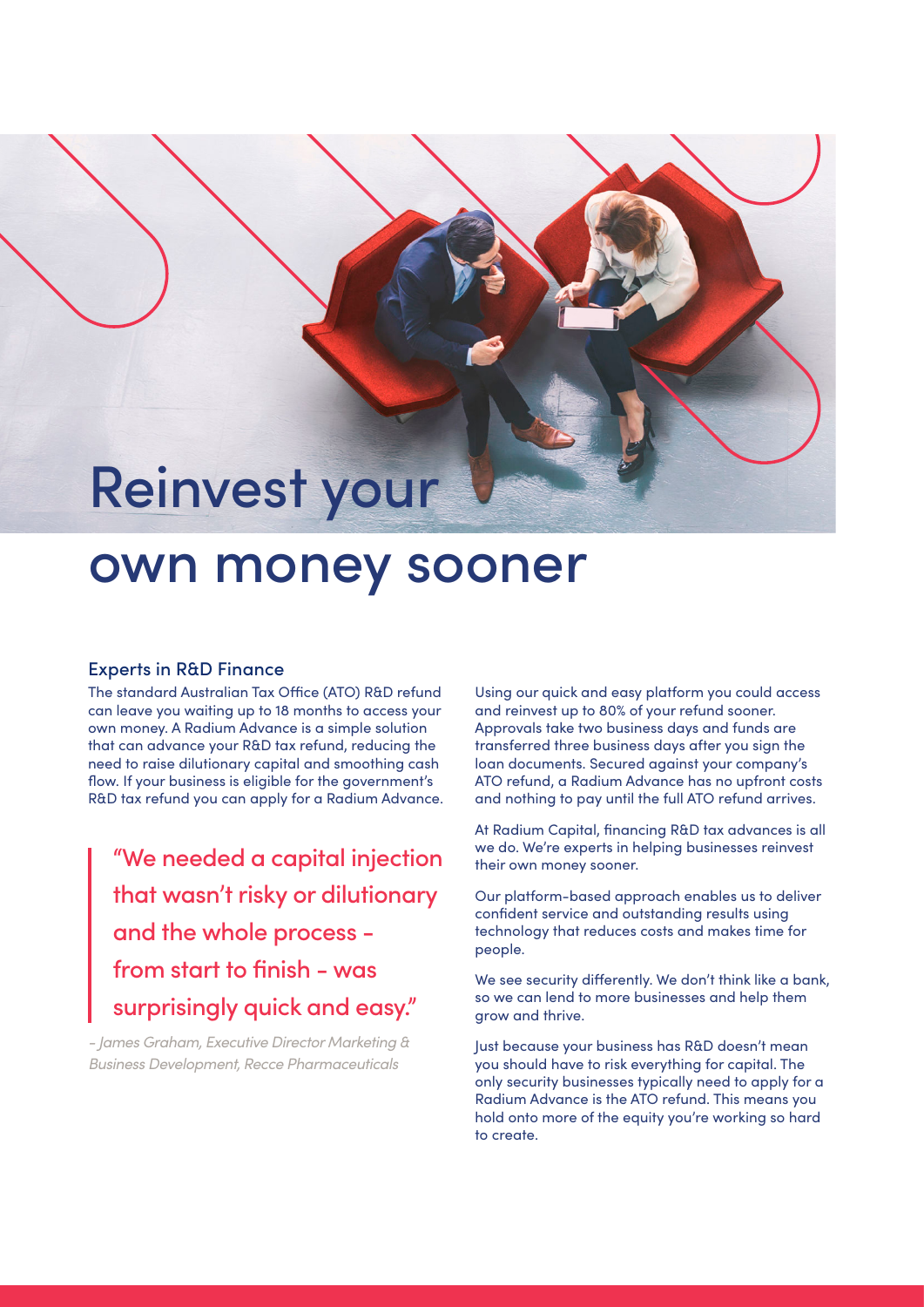# Reinvest your own money sooner

## Experts in R&D Finance

The standard Australian Tax Office (ATO) R&D refund can leave you waiting up to 18 months to access your own money. A Radium Advance is a simple solution that can advance your R&D tax refund, reducing the need to raise dilutionary capital and smoothing cash flow. If your business is eligible for the government's R&D tax refund you can apply for a Radium Advance.

> "We needed a capital injection that wasn't risky or dilutionary and the whole process - from start to finish - was surprisingly quick and easy."

*- James Graham, Executive Director Marketing & Business Development, Recce Pharmaceuticals*

Using our quick and easy platform you could access and reinvest up to 80% of your refund sooner. Approvals take two business days and funds are transferred three business days after you sign the loan documents. Secured against your company's ATO refund, a Radium Advance has no upfront costs and nothing to pay until the full ATO refund arrives.

At Radium Capital, financing R&D tax advances is all we do. We're experts in helping businesses reinvest their own money sooner.

Our platform-based approach enables us to deliver confident service and outstanding results using technology that reduces costs and makes time for people.

We see security differently. We don't think like a bank, so we can lend to more businesses and help them grow and thrive.

Just because your business has R&D doesn't mean you should have to risk everything for capital. The only security businesses typically need to apply for a Radium Advance is the ATO refund. This means you hold onto more of the equity you're working so hard to create.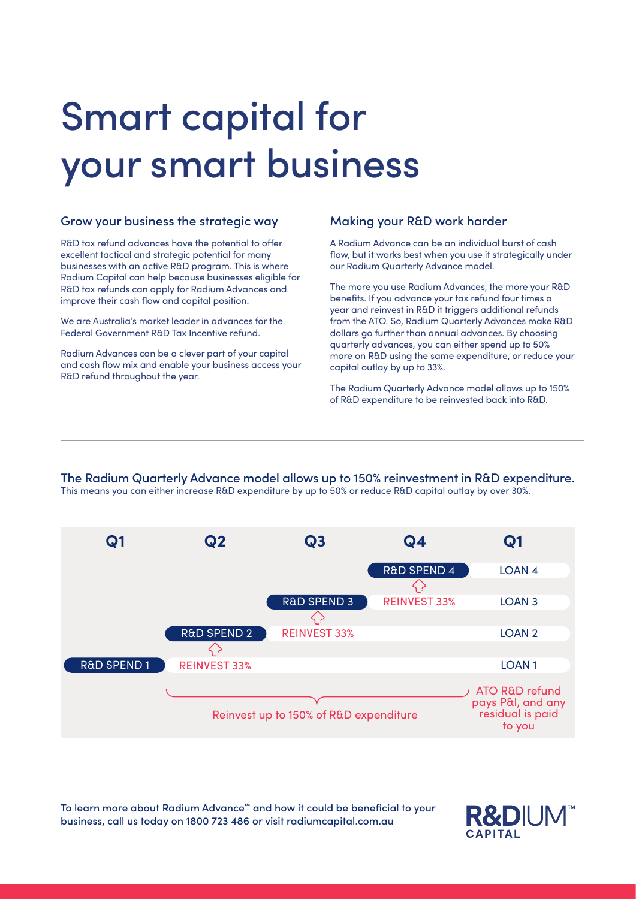# Smart capital for your smart business

## Grow your business the strategic way

R&D tax refund advances have the potential to offer excellent tactical and strategic potential for many businesses with an active R&D program. This is where Radium Capital can help because businesses eligible for R&D tax refunds can apply for Radium Advances and improve their cash flow and capital position.

We are Australia's market leader in advances for the Federal Government R&D Tax Incentive refund.

Radium Advances can be a clever part of your capital and cash flow mix and enable your business access your R&D refund throughout the year.

## Making your R&D work harder

A Radium Advance can be an individual burst of cash flow, but it works best when you use it strategically under our Radium Quarterly Advance model.

The more you use Radium Advances, the more your R&D benefits. If you advance your tax refund four times a year and reinvest in R&D it triggers additional refunds from the ATO. So, Radium Quarterly Advances make R&D dollars go further than annual advances. By choosing quarterly advances, you can either spend up to 50% more on R&D using the same expenditure, or reduce your capital outlay by up to 33%.

The Radium Quarterly Advance model allows up to 150% of R&D expenditure to be reinvested back into R&D.

---

### The Radium Quarterly Advance model allows up to 150% reinvestment in R&D expenditure.

This means you can either increase R&D expenditure by up to 50% or reduce R&D capital outlay by over 30%.

| Q1 | Q2 | Q3 | Q4 | Q1 |
|---|---|---|---|---|
| | | | R&D SPEND 4 | LOAN 4 |
| | | R&D SPEND 3 | REINVEST 33% | LOAN 3 |
| | R&D SPEND 2 | REINVEST 33% | | LOAN 2 |
| R&D SPEND 1 | REINVEST 33% | | | LOAN 1 |

Reinvest up to 150% of R&D expenditure

ATO R&D refund pays P&I, and any residual is paid to you

To learn more about Radium Advance™ and how it could be beneficial to your business, call us today on 1800 723 486 or visit radiumcapital.com.au

R&DIUM™ CAPITAL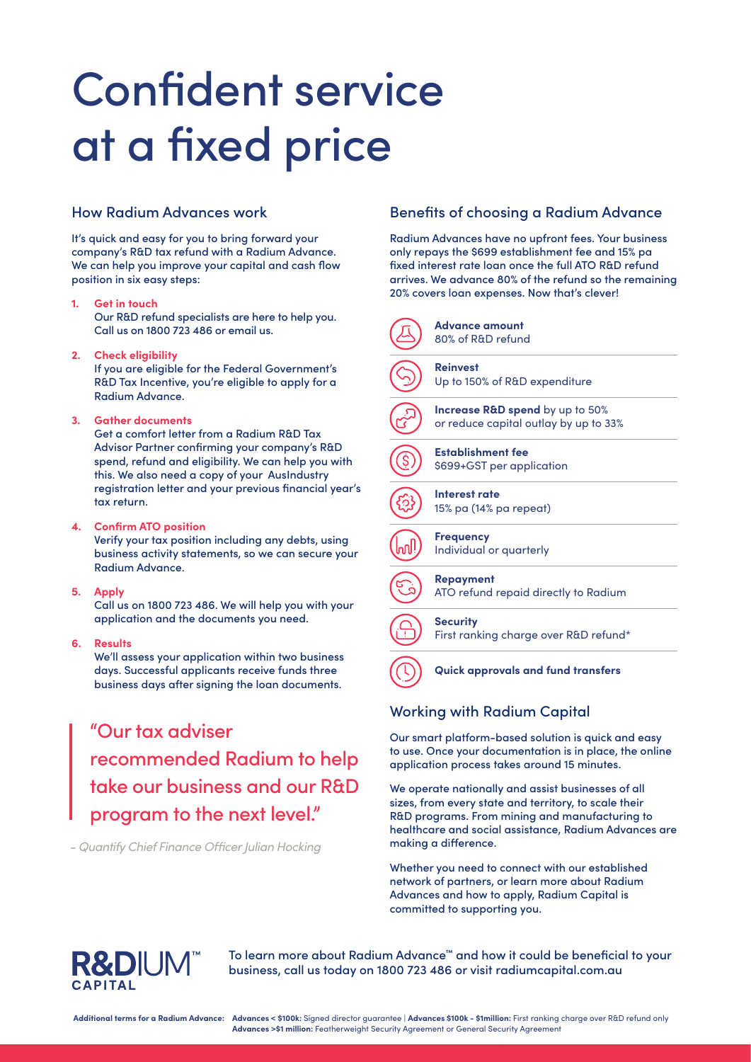# Confident service at a fixed price

## How Radium Advances work

It's quick and easy for you to bring forward your company's R&D tax refund with a Radium Advance. We can help you improve your capital and cash flow position in six easy steps:

1. **Get in touch**
   Our R&D refund specialists are here to help you. Call us on 1800 723 486 or email us.

2. **Check eligibility**
   If you are eligible for the Federal Government's R&D Tax Incentive, you're eligible to apply for a Radium Advance.

3. **Gather documents**
   Get a comfort letter from a Radium R&D Tax Advisor Partner confirming your company's R&D spend, refund and eligibility. We can help you with this. We also need a copy of your AusIndustry registration letter and your previous financial year's tax return.

4. **Confirm ATO position**
   Verify your tax position including any debts, using business activity statements, so we can secure your Radium Advance.

5. **Apply**
   Call us on 1800 723 486. We will help you with your application and the documents you need.

6. **Results**
   We'll assess your application within two business days. Successful applicants receive funds three business days after signing the loan documents.

> "Our tax adviser recommended Radium to help take our business and our R&D program to the next level."

*- Quantify Chief Finance Officer Julian Hocking*

## Benefits of choosing a Radium Advance

Radium Advances have no upfront fees. Your business only repays the $699 establishment fee and 15% pa fixed interest rate loan once the full ATO R&D refund arrives. We advance 80% of the refund so the remaining 20% covers loan expenses. Now that's clever!

**Advance amount**
80% of R&D refund

**Reinvest**
Up to 150% of R&D expenditure

**Increase R&D spend** by up to 50% or reduce capital outlay by up to 33%

**Establishment fee**
$699+GST per application

**Interest rate**
15% pa (14% pa repeat)

**Frequency**
Individual or quarterly

**Repayment**
ATO refund repaid directly to Radium

**Security**
First ranking charge over R&D refund*

**Quick approvals and fund transfers**

## Working with Radium Capital

Our smart platform-based solution is quick and easy to use. Once your documentation is in place, the online application process takes around 15 minutes.

We operate nationally and assist businesses of all sizes, from every state and territory, to scale their R&D programs. From mining and manufacturing to healthcare and social assistance, Radium Advances are making a difference.

Whether you need to connect with our established network of partners, or learn more about Radium Advances and how to apply, Radium Capital is committed to supporting you.

R&DIUM™ CAPITAL

To learn more about Radium Advance™ and how it could be beneficial to your business, call us today on 1800 723 486 or visit radiumcapital.com.au

**Additional terms for a Radium Advance:** **Advances < $100k:** Signed director guarantee | **Advances $100k - $1million:** First ranking charge over R&D refund only **Advances >$1 million:** Featherweight Security Agreement or General Security Agreement